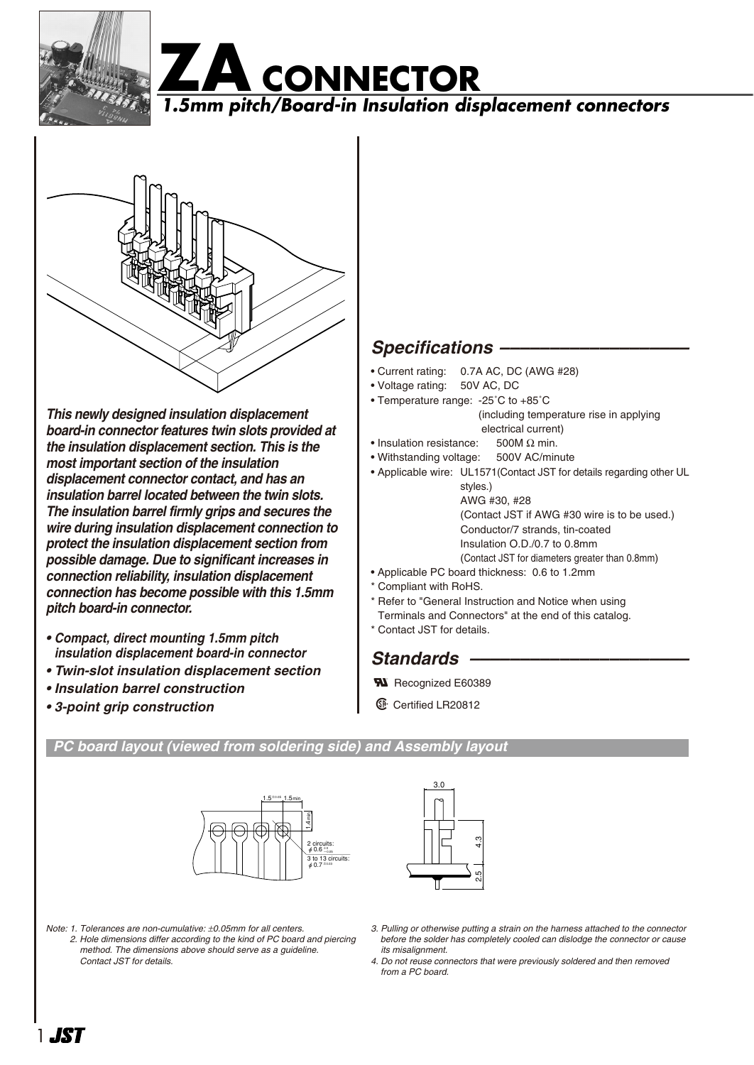# ZA CONNECTOR

## *1.5mm pitch/Board-in Insulation displacement connectors*

***This newly designed insulation displacement board-in connector features twin slots provided at the insulation displacement section. This is the most important section of the insulation displacement connector contact, and has an insulation barrel located between the twin slots. The insulation barrel firmly grips and secures the wire during insulation displacement connection to protect the insulation displacement section from possible damage. Due to significant increases in connection reliability, insulation displacement connection has become possible with this 1.5mm pitch board-in connector.***

- ***Compact, direct mounting 1.5mm pitch insulation displacement board-in connector***
- ***Twin-slot insulation displacement section***
- ***Insulation barrel construction***
- ***3-point grip construction***

## *Specifications*

- Current rating: 0.7A AC, DC (AWG #28)
- Voltage rating: 50V AC, DC
- Temperature range: -25˚C to +85˚C (including temperature rise in applying electrical current)
- Insulation resistance: 500M Ω min.
- Withstanding voltage: 500V AC/minute
- Applicable wire: UL1571(Contact JST for details regarding other UL styles.)
  AWG #30, #28
  (Contact JST if AWG #30 wire is to be used.)
  Conductor/7 strands, tin-coated
  Insulation O.D./0.7 to 0.8mm
  (Contact JST for diameters greater than 0.8mm)
- Applicable PC board thickness: 0.6 to 1.2mm

\* Compliant with RoHS.
\* Refer to "General Instruction and Notice when using Terminals and Connectors" at the end of this catalog.
\* Contact JST for details.

## *Standards*

Recognized E60389
Certified LR20812

### *PC board layout (viewed from soldering side) and Assembly layout*

1.5 ±0.05 1.5min
1.4min
2 circuits: $\phi 0.6$
3 to 13 circuits: $\phi 0.7$

3.0
4.3
2.5

*Note: 1. Tolerances are non-cumulative: ±0.05mm for all centers.*
*2. Hole dimensions differ according to the kind of PC board and piercing method. The dimensions above should serve as a guideline. Contact JST for details.*
*3. Pulling or otherwise putting a strain on the harness attached to the connector before the solder has completely cooled can dislodge the connector or cause its misalignment.*
*4. Do not reuse connectors that were previously soldered and then removed from a PC board.*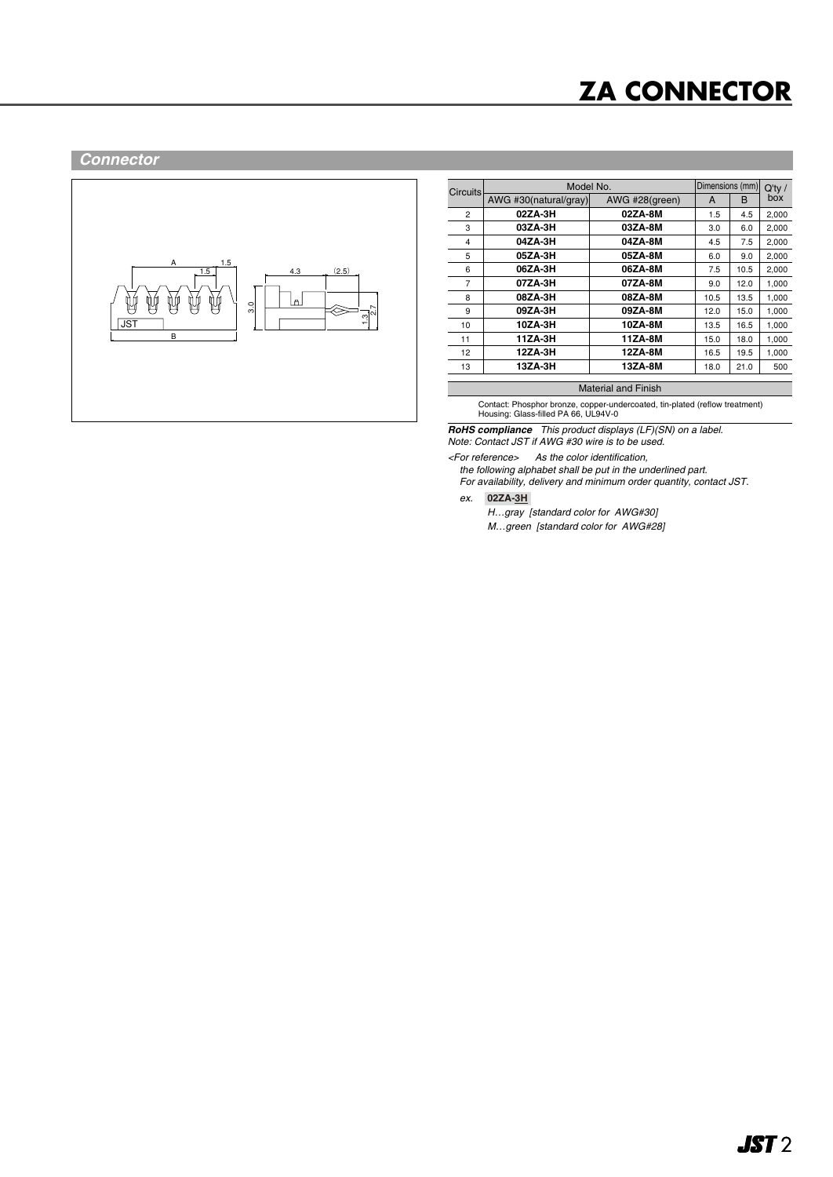# ZA CONNECTOR

## Connector

A
1.5
1.5
4.3
(2.5)
3.0
JST
B
1.3
2.7

| Circuits | Model No. | | Dimensions (mm) | | Q'ty / box |
|---|---|---|---|---|---|
| | AWG #30(natural/gray) | AWG #28(green) | A | B | |
| 2 | **02ZA-3H** | **02ZA-8M** | 1.5 | 4.5 | 2,000 |
| 3 | **03ZA-3H** | **03ZA-8M** | 3.0 | 6.0 | 2,000 |
| 4 | **04ZA-3H** | **04ZA-8M** | 4.5 | 7.5 | 2,000 |
| 5 | **05ZA-3H** | **05ZA-8M** | 6.0 | 9.0 | 2,000 |
| 6 | **06ZA-3H** | **06ZA-8M** | 7.5 | 10.5 | 2,000 |
| 7 | **07ZA-3H** | **07ZA-8M** | 9.0 | 12.0 | 1,000 |
| 8 | **08ZA-3H** | **08ZA-8M** | 10.5 | 13.5 | 1,000 |
| 9 | **09ZA-3H** | **09ZA-8M** | 12.0 | 15.0 | 1,000 |
| 10 | **10ZA-3H** | **10ZA-8M** | 13.5 | 16.5 | 1,000 |
| 11 | **11ZA-3H** | **11ZA-8M** | 15.0 | 18.0 | 1,000 |
| 12 | **12ZA-3H** | **12ZA-8M** | 16.5 | 19.5 | 1,000 |
| 13 | **13ZA-3H** | **13ZA-8M** | 18.0 | 21.0 | 500 |

| Material and Finish |
|---|
| Contact: Phosphor bronze, copper-undercoated, tin-plated (reflow treatment)<br>Housing: Glass-filled PA 66, UL94V-0 |

***RoHS compliance*** *This product displays (LF)(SN) on a label.*
*Note: Contact JST if AWG #30 wire is to be used.*

*<For reference> As the color identification,*
*the following alphabet shall be put in the underlined part.*
*For availability, delivery and minimum order quantity, contact JST.*

*ex.* **02ZA-3H**

*H…gray [standard color for AWG#30]*
*M…green [standard color for AWG#28]*